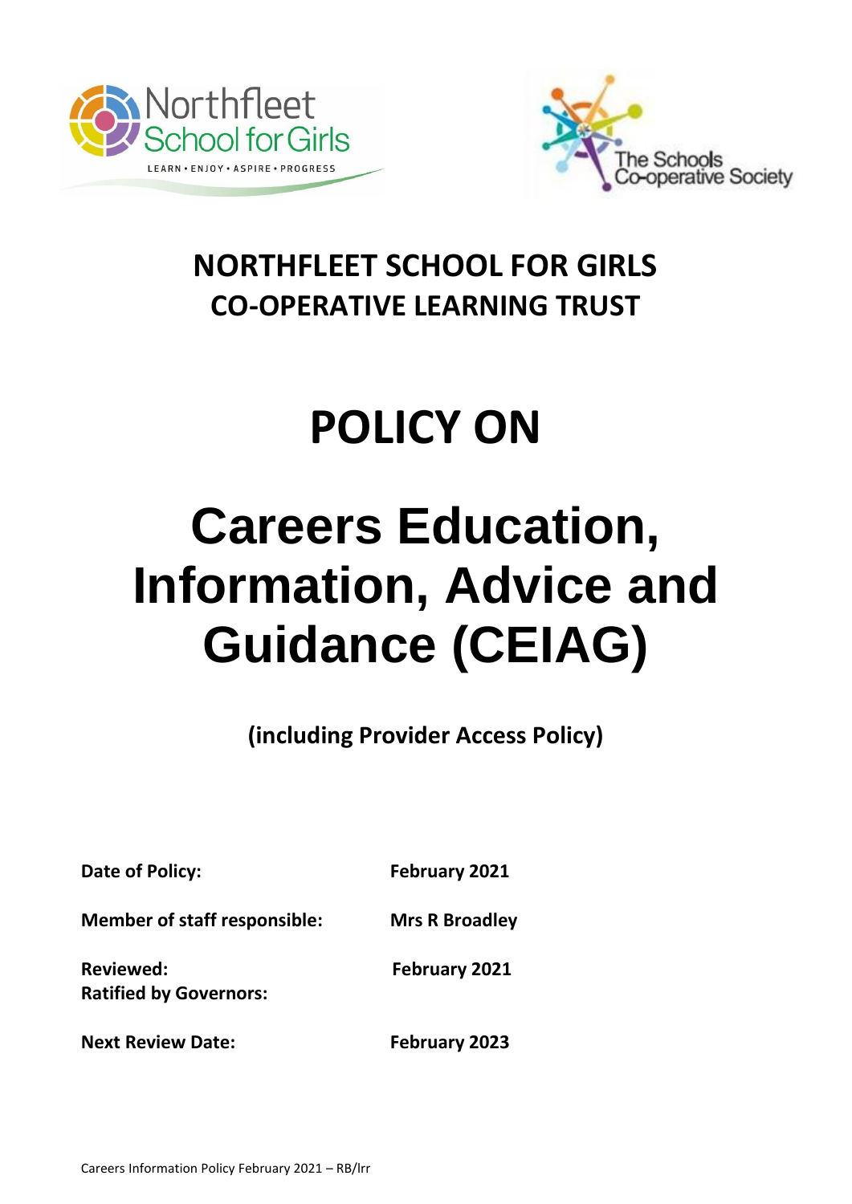# NORTHFLEET SCHOOL FOR GIRLS
# CO-OPERATIVE LEARNING TRUST

# POLICY ON

# Careers Education, Information, Advice and Guidance (CEIAG)

**(including Provider Access Policy)**

| | |
|---|---|
| **Date of Policy:** | **February 2021** |
| **Member of staff responsible:** | **Mrs R Broadley** |
| **Reviewed:** <br> **Ratified by Governors:** | **February 2021** |
| **Next Review Date:** | **February 2023** |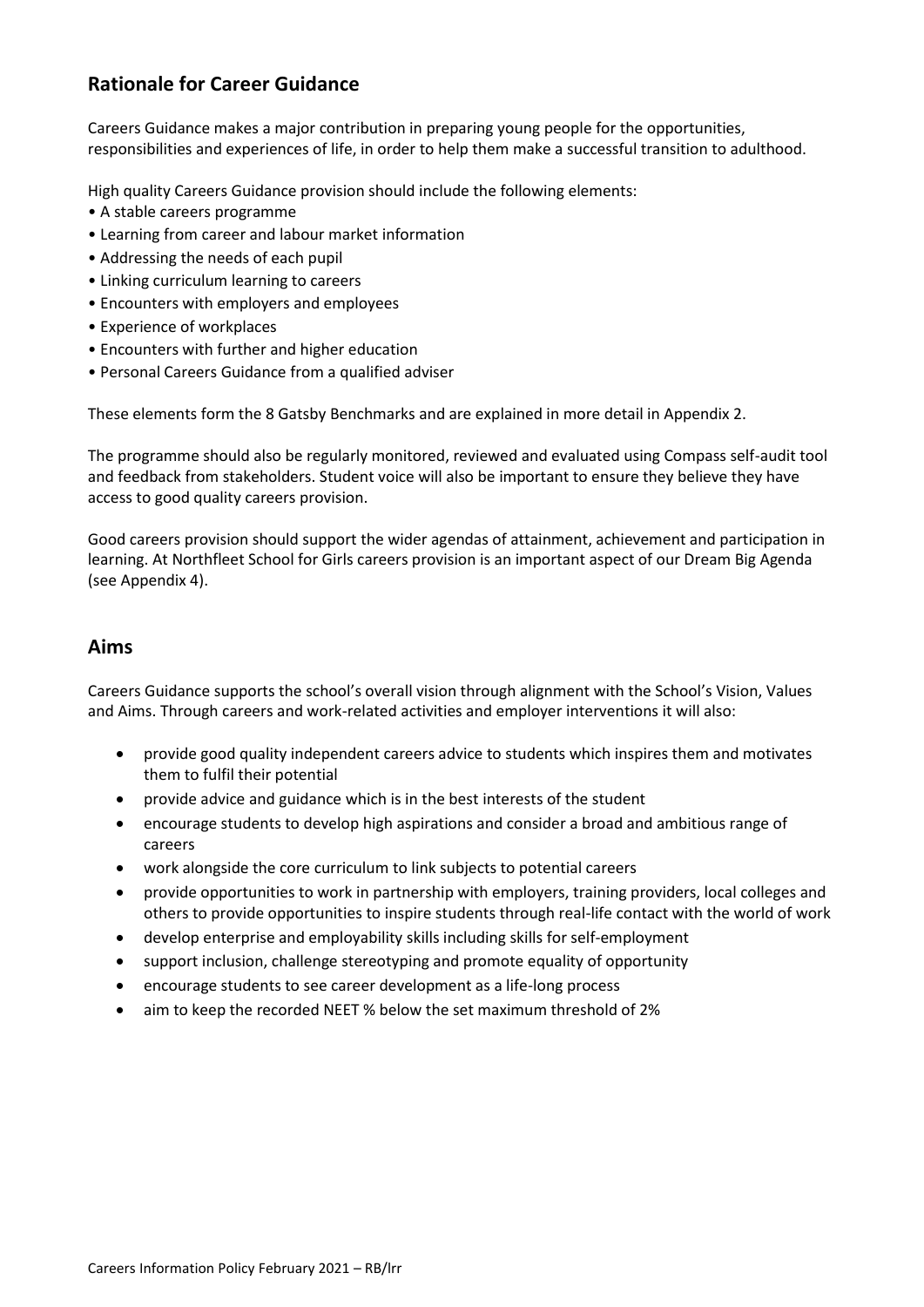## Rationale for Career Guidance

Careers Guidance makes a major contribution in preparing young people for the opportunities, responsibilities and experiences of life, in order to help them make a successful transition to adulthood.

High quality Careers Guidance provision should include the following elements:

- A stable careers programme
- Learning from career and labour market information
- Addressing the needs of each pupil
- Linking curriculum learning to careers
- Encounters with employers and employees
- Experience of workplaces
- Encounters with further and higher education
- Personal Careers Guidance from a qualified adviser

These elements form the 8 Gatsby Benchmarks and are explained in more detail in Appendix 2.

The programme should also be regularly monitored, reviewed and evaluated using Compass self-audit tool and feedback from stakeholders. Student voice will also be important to ensure they believe they have access to good quality careers provision.

Good careers provision should support the wider agendas of attainment, achievement and participation in learning. At Northfleet School for Girls careers provision is an important aspect of our Dream Big Agenda (see Appendix 4).

## Aims

Careers Guidance supports the school's overall vision through alignment with the School's Vision, Values and Aims. Through careers and work-related activities and employer interventions it will also:

- provide good quality independent careers advice to students which inspires them and motivates them to fulfil their potential
- provide advice and guidance which is in the best interests of the student
- encourage students to develop high aspirations and consider a broad and ambitious range of careers
- work alongside the core curriculum to link subjects to potential careers
- provide opportunities to work in partnership with employers, training providers, local colleges and others to provide opportunities to inspire students through real-life contact with the world of work
- develop enterprise and employability skills including skills for self-employment
- support inclusion, challenge stereotyping and promote equality of opportunity
- encourage students to see career development as a life-long process
- aim to keep the recorded NEET % below the set maximum threshold of 2%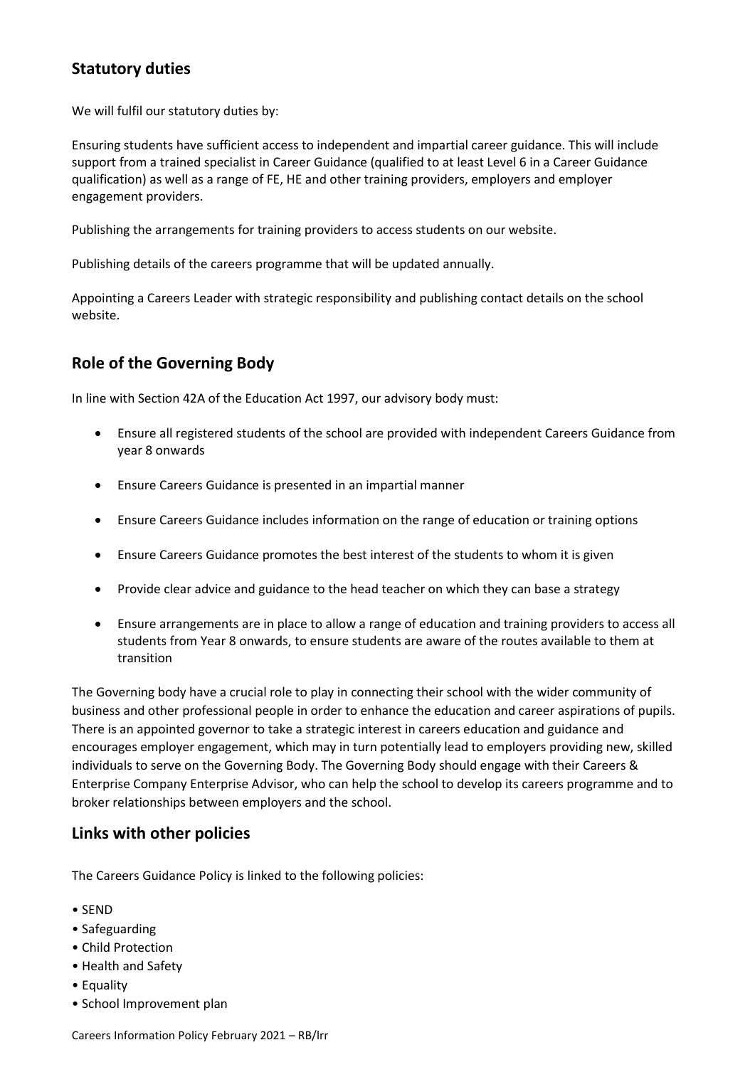## Statutory duties

We will fulfil our statutory duties by:

Ensuring students have sufficient access to independent and impartial career guidance. This will include support from a trained specialist in Career Guidance (qualified to at least Level 6 in a Career Guidance qualification) as well as a range of FE, HE and other training providers, employers and employer engagement providers.

Publishing the arrangements for training providers to access students on our website.

Publishing details of the careers programme that will be updated annually.

Appointing a Careers Leader with strategic responsibility and publishing contact details on the school website.

## Role of the Governing Body

In line with Section 42A of the Education Act 1997, our advisory body must:

- Ensure all registered students of the school are provided with independent Careers Guidance from year 8 onwards
- Ensure Careers Guidance is presented in an impartial manner
- Ensure Careers Guidance includes information on the range of education or training options
- Ensure Careers Guidance promotes the best interest of the students to whom it is given
- Provide clear advice and guidance to the head teacher on which they can base a strategy
- Ensure arrangements are in place to allow a range of education and training providers to access all students from Year 8 onwards, to ensure students are aware of the routes available to them at transition

The Governing body have a crucial role to play in connecting their school with the wider community of business and other professional people in order to enhance the education and career aspirations of pupils. There is an appointed governor to take a strategic interest in careers education and guidance and encourages employer engagement, which may in turn potentially lead to employers providing new, skilled individuals to serve on the Governing Body. The Governing Body should engage with their Careers & Enterprise Company Enterprise Advisor, who can help the school to develop its careers programme and to broker relationships between employers and the school.

## Links with other policies

The Careers Guidance Policy is linked to the following policies:

- SEND
- Safeguarding
- Child Protection
- Health and Safety
- Equality
- School Improvement plan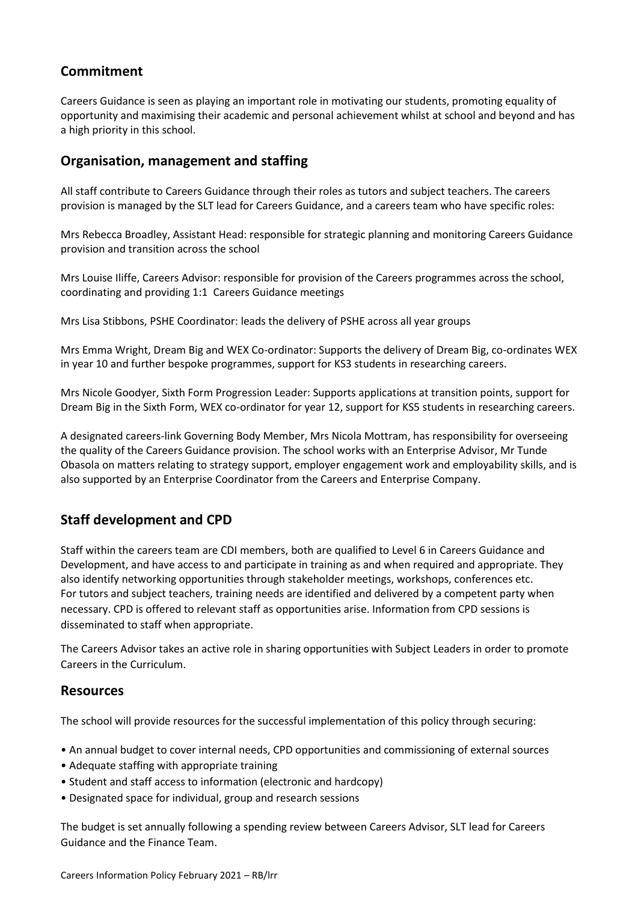## Commitment

Careers Guidance is seen as playing an important role in motivating our students, promoting equality of opportunity and maximising their academic and personal achievement whilst at school and beyond and has a high priority in this school.

## Organisation, management and staffing

All staff contribute to Careers Guidance through their roles as tutors and subject teachers. The careers provision is managed by the SLT lead for Careers Guidance, and a careers team who have specific roles:

Mrs Rebecca Broadley, Assistant Head: responsible for strategic planning and monitoring Careers Guidance provision and transition across the school

Mrs Louise Iliffe, Careers Advisor: responsible for provision of the Careers programmes across the school, coordinating and providing 1:1 Careers Guidance meetings

Mrs Lisa Stibbons, PSHE Coordinator: leads the delivery of PSHE across all year groups

Mrs Emma Wright, Dream Big and WEX Co-ordinator: Supports the delivery of Dream Big, co-ordinates WEX in year 10 and further bespoke programmes, support for KS3 students in researching careers.

Mrs Nicole Goodyer, Sixth Form Progression Leader: Supports applications at transition points, support for Dream Big in the Sixth Form, WEX co-ordinator for year 12, support for KS5 students in researching careers.

A designated careers-link Governing Body Member, Mrs Nicola Mottram, has responsibility for overseeing the quality of the Careers Guidance provision. The school works with an Enterprise Advisor, Mr Tunde Obasola on matters relating to strategy support, employer engagement work and employability skills, and is also supported by an Enterprise Coordinator from the Careers and Enterprise Company.

## Staff development and CPD

Staff within the careers team are CDI members, both are qualified to Level 6 in Careers Guidance and Development, and have access to and participate in training as and when required and appropriate. They also identify networking opportunities through stakeholder meetings, workshops, conferences etc. For tutors and subject teachers, training needs are identified and delivered by a competent party when necessary. CPD is offered to relevant staff as opportunities arise. Information from CPD sessions is disseminated to staff when appropriate.

The Careers Advisor takes an active role in sharing opportunities with Subject Leaders in order to promote Careers in the Curriculum.

## Resources

The school will provide resources for the successful implementation of this policy through securing:

- An annual budget to cover internal needs, CPD opportunities and commissioning of external sources
- Adequate staffing with appropriate training
- Student and staff access to information (electronic and hardcopy)
- Designated space for individual, group and research sessions

The budget is set annually following a spending review between Careers Advisor, SLT lead for Careers Guidance and the Finance Team.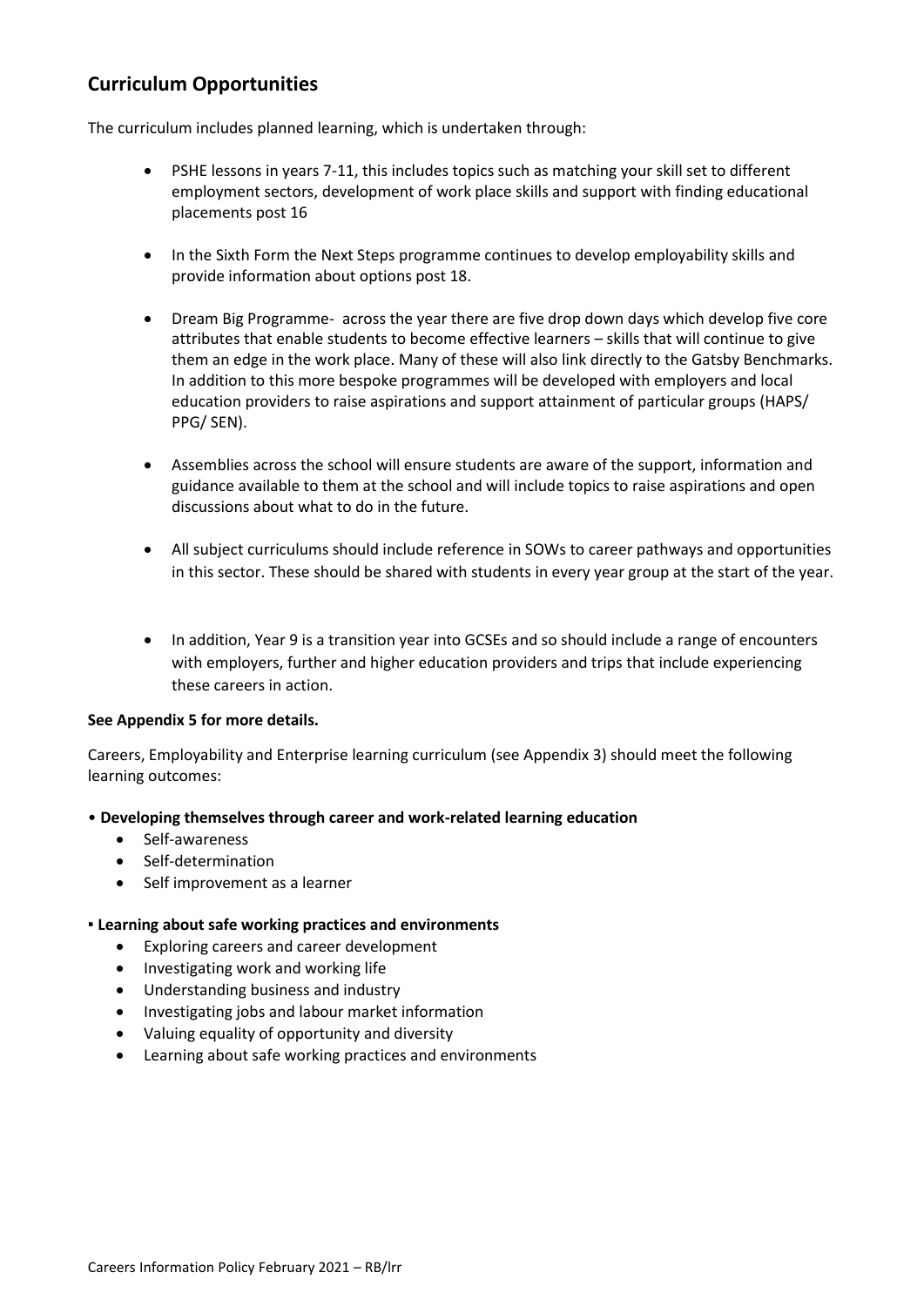## Curriculum Opportunities

The curriculum includes planned learning, which is undertaken through:

- PSHE lessons in years 7-11, this includes topics such as matching your skill set to different employment sectors, development of work place skills and support with finding educational placements post 16
- In the Sixth Form the Next Steps programme continues to develop employability skills and provide information about options post 18.
- Dream Big Programme- across the year there are five drop down days which develop five core attributes that enable students to become effective learners – skills that will continue to give them an edge in the work place. Many of these will also link directly to the Gatsby Benchmarks. In addition to this more bespoke programmes will be developed with employers and local education providers to raise aspirations and support attainment of particular groups (HAPS/ PPG/ SEN).
- Assemblies across the school will ensure students are aware of the support, information and guidance available to them at the school and will include topics to raise aspirations and open discussions about what to do in the future.
- All subject curriculums should include reference in SOWs to career pathways and opportunities in this sector. These should be shared with students in every year group at the start of the year.
- In addition, Year 9 is a transition year into GCSEs and so should include a range of encounters with employers, further and higher education providers and trips that include experiencing these careers in action.

**See Appendix 5 for more details.**

Careers, Employability and Enterprise learning curriculum (see Appendix 3) should meet the following learning outcomes:

• **Developing themselves through career and work-related learning education**
- Self-awareness
- Self-determination
- Self improvement as a learner

▪ **Learning about safe working practices and environments**
- Exploring careers and career development
- Investigating work and working life
- Understanding business and industry
- Investigating jobs and labour market information
- Valuing equality of opportunity and diversity
- Learning about safe working practices and environments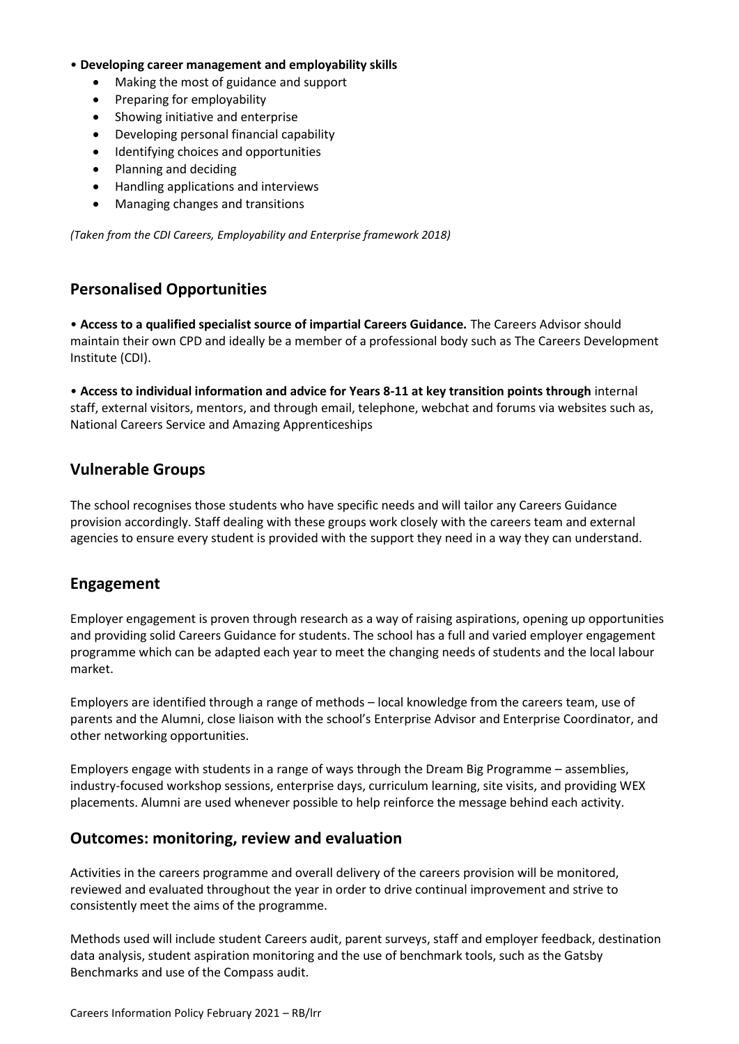- **Developing career management and employability skills**
    - Making the most of guidance and support
    - Preparing for employability
    - Showing initiative and enterprise
    - Developing personal financial capability
    - Identifying choices and opportunities
    - Planning and deciding
    - Handling applications and interviews
    - Managing changes and transitions

*(Taken from the CDI Careers, Employability and Enterprise framework 2018)*

## Personalised Opportunities

• **Access to a qualified specialist source of impartial Careers Guidance.** The Careers Advisor should maintain their own CPD and ideally be a member of a professional body such as The Careers Development Institute (CDI).

• **Access to individual information and advice for Years 8-11 at key transition points through** internal staff, external visitors, mentors, and through email, telephone, webchat and forums via websites such as, National Careers Service and Amazing Apprenticeships

## Vulnerable Groups

The school recognises those students who have specific needs and will tailor any Careers Guidance provision accordingly. Staff dealing with these groups work closely with the careers team and external agencies to ensure every student is provided with the support they need in a way they can understand.

## Engagement

Employer engagement is proven through research as a way of raising aspirations, opening up opportunities and providing solid Careers Guidance for students. The school has a full and varied employer engagement programme which can be adapted each year to meet the changing needs of students and the local labour market.

Employers are identified through a range of methods – local knowledge from the careers team, use of parents and the Alumni, close liaison with the school's Enterprise Advisor and Enterprise Coordinator, and other networking opportunities.

Employers engage with students in a range of ways through the Dream Big Programme – assemblies, industry-focused workshop sessions, enterprise days, curriculum learning, site visits, and providing WEX placements. Alumni are used whenever possible to help reinforce the message behind each activity.

## Outcomes: monitoring, review and evaluation

Activities in the careers programme and overall delivery of the careers provision will be monitored, reviewed and evaluated throughout the year in order to drive continual improvement and strive to consistently meet the aims of the programme.

Methods used will include student Careers audit, parent surveys, staff and employer feedback, destination data analysis, student aspiration monitoring and the use of benchmark tools, such as the Gatsby Benchmarks and use of the Compass audit.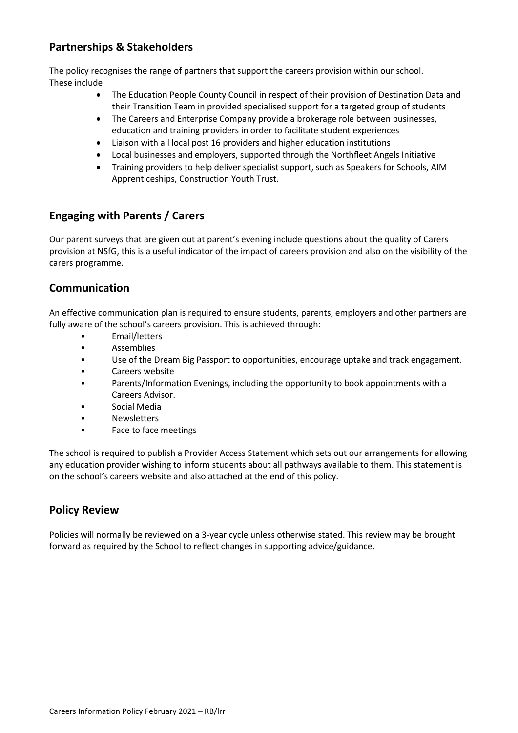## Partnerships & Stakeholders

The policy recognises the range of partners that support the careers provision within our school. These include:

- The Education People County Council in respect of their provision of Destination Data and their Transition Team in provided specialised support for a targeted group of students
- The Careers and Enterprise Company provide a brokerage role between businesses, education and training providers in order to facilitate student experiences
- Liaison with all local post 16 providers and higher education institutions
- Local businesses and employers, supported through the Northfleet Angels Initiative
- Training providers to help deliver specialist support, such as Speakers for Schools, AIM Apprenticeships, Construction Youth Trust.

## Engaging with Parents / Carers

Our parent surveys that are given out at parent's evening include questions about the quality of Carers provision at NSfG, this is a useful indicator of the impact of careers provision and also on the visibility of the carers programme.

## Communication

An effective communication plan is required to ensure students, parents, employers and other partners are fully aware of the school's careers provision. This is achieved through:

- Email/letters
- Assemblies
- Use of the Dream Big Passport to opportunities, encourage uptake and track engagement.
- Careers website
- Parents/Information Evenings, including the opportunity to book appointments with a Careers Advisor.
- Social Media
- Newsletters
- Face to face meetings

The school is required to publish a Provider Access Statement which sets out our arrangements for allowing any education provider wishing to inform students about all pathways available to them. This statement is on the school's careers website and also attached at the end of this policy.

## Policy Review

Policies will normally be reviewed on a 3-year cycle unless otherwise stated. This review may be brought forward as required by the School to reflect changes in supporting advice/guidance.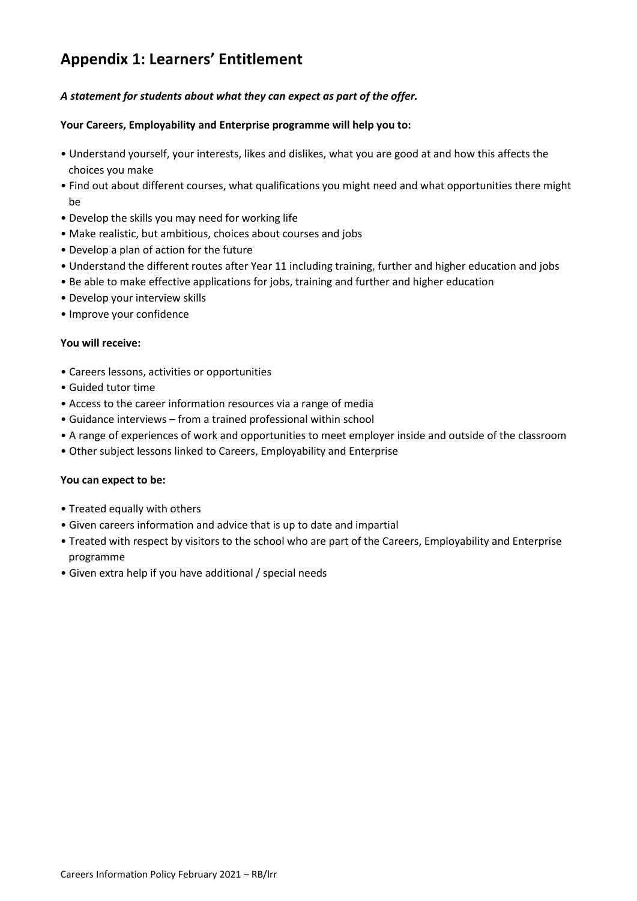# Appendix 1: Learners' Entitlement

***A statement for students about what they can expect as part of the offer.***

**Your Careers, Employability and Enterprise programme will help you to:**

- Understand yourself, your interests, likes and dislikes, what you are good at and how this affects the choices you make
- Find out about different courses, what qualifications you might need and what opportunities there might be
- Develop the skills you may need for working life
- Make realistic, but ambitious, choices about courses and jobs
- Develop a plan of action for the future
- Understand the different routes after Year 11 including training, further and higher education and jobs
- Be able to make effective applications for jobs, training and further and higher education
- Develop your interview skills
- Improve your confidence

**You will receive:**

- Careers lessons, activities or opportunities
- Guided tutor time
- Access to the career information resources via a range of media
- Guidance interviews – from a trained professional within school
- A range of experiences of work and opportunities to meet employer inside and outside of the classroom
- Other subject lessons linked to Careers, Employability and Enterprise

**You can expect to be:**

- Treated equally with others
- Given careers information and advice that is up to date and impartial
- Treated with respect by visitors to the school who are part of the Careers, Employability and Enterprise programme
- Given extra help if you have additional / special needs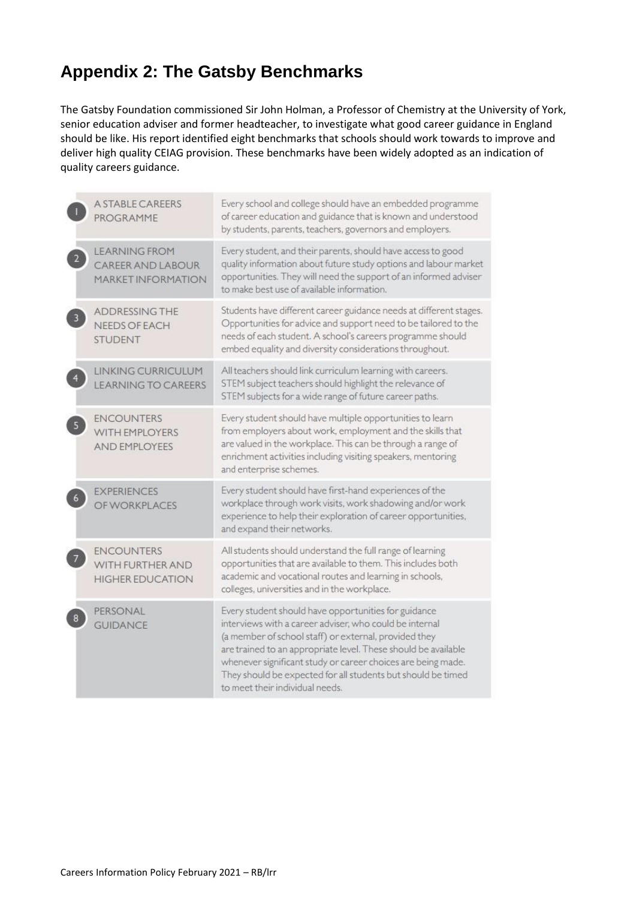## Appendix 2: The Gatsby Benchmarks

The Gatsby Foundation commissioned Sir John Holman, a Professor of Chemistry at the University of York, senior education adviser and former headteacher, to investigate what good career guidance in England should be like. His report identified eight benchmarks that schools should work towards to improve and deliver high quality CEIAG provision. These benchmarks have been widely adopted as an indication of quality careers guidance.

| | Benchmark | Description |
|---|---|---|
| 1 | A STABLE CAREERS PROGRAMME | Every school and college should have an embedded programme of career education and guidance that is known and understood by students, parents, teachers, governors and employers. |
| 2 | LEARNING FROM CAREER AND LABOUR MARKET INFORMATION | Every student, and their parents, should have access to good quality information about future study options and labour market opportunities. They will need the support of an informed adviser to make best use of available information. |
| 3 | ADDRESSING THE NEEDS OF EACH STUDENT | Students have different career guidance needs at different stages. Opportunities for advice and support need to be tailored to the needs of each student. A school's careers programme should embed equality and diversity considerations throughout. |
| 4 | LINKING CURRICULUM LEARNING TO CAREERS | All teachers should link curriculum learning with careers. STEM subject teachers should highlight the relevance of STEM subjects for a wide range of future career paths. |
| 5 | ENCOUNTERS WITH EMPLOYERS AND EMPLOYEES | Every student should have multiple opportunities to learn from employers about work, employment and the skills that are valued in the workplace. This can be through a range of enrichment activities including visiting speakers, mentoring and enterprise schemes. |
| 6 | EXPERIENCES OF WORKPLACES | Every student should have first-hand experiences of the workplace through work visits, work shadowing and/or work experience to help their exploration of career opportunities, and expand their networks. |
| 7 | ENCOUNTERS WITH FURTHER AND HIGHER EDUCATION | All students should understand the full range of learning opportunities that are available to them. This includes both academic and vocational routes and learning in schools, colleges, universities and in the workplace. |
| 8 | PERSONAL GUIDANCE | Every student should have opportunities for guidance interviews with a career adviser, who could be internal (a member of school staff) or external, provided they are trained to an appropriate level. These should be available whenever significant study or career choices are being made. They should be expected for all students but should be timed to meet their individual needs. |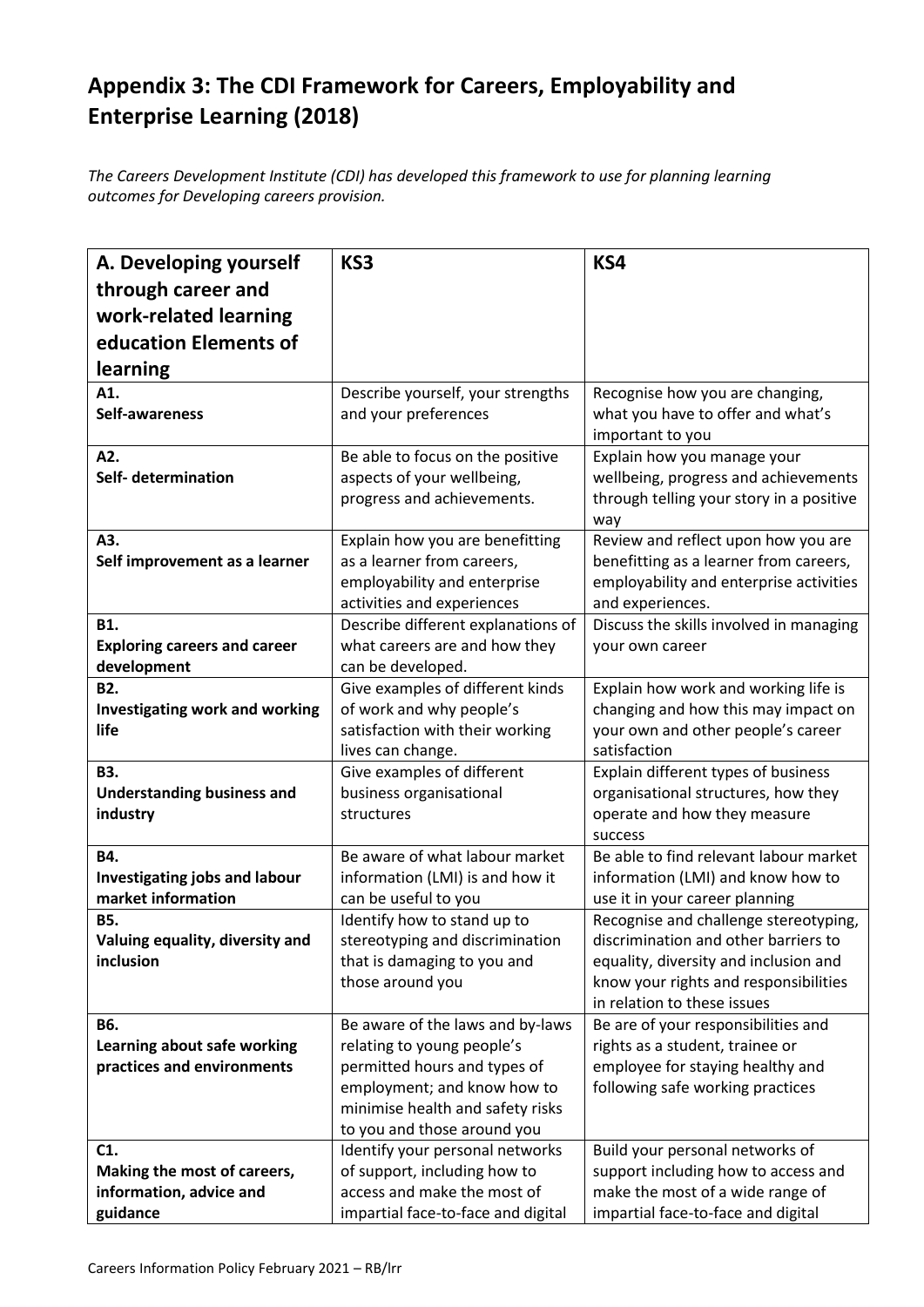## Appendix 3: The CDI Framework for Careers, Employability and Enterprise Learning (2018)

*The Careers Development Institute (CDI) has developed this framework to use for planning learning outcomes for Developing careers provision.*

| A. Developing yourself through career and work-related learning education Elements of learning | KS3 | KS4 |
|---|---|---|
| **A1. Self-awareness** | Describe yourself, your strengths and your preferences | Recognise how you are changing, what you have to offer and what's important to you |
| **A2. Self- determination** | Be able to focus on the positive aspects of your wellbeing, progress and achievements. | Explain how you manage your wellbeing, progress and achievements through telling your story in a positive way |
| **A3. Self improvement as a learner** | Explain how you are benefitting as a learner from careers, employability and enterprise activities and experiences | Review and reflect upon how you are benefitting as a learner from careers, employability and enterprise activities and experiences. |
| **B1. Exploring careers and career development** | Describe different explanations of what careers are and how they can be developed. | Discuss the skills involved in managing your own career |
| **B2. Investigating work and working life** | Give examples of different kinds of work and why people's satisfaction with their working lives can change. | Explain how work and working life is changing and how this may impact on your own and other people's career satisfaction |
| **B3. Understanding business and industry** | Give examples of different business organisational structures | Explain different types of business organisational structures, how they operate and how they measure success |
| **B4. Investigating jobs and labour market information** | Be aware of what labour market information (LMI) is and how it can be useful to you | Be able to find relevant labour market information (LMI) and know how to use it in your career planning |
| **B5. Valuing equality, diversity and inclusion** | Identify how to stand up to stereotyping and discrimination that is damaging to you and those around you | Recognise and challenge stereotyping, discrimination and other barriers to equality, diversity and inclusion and know your rights and responsibilities in relation to these issues |
| **B6. Learning about safe working practices and environments** | Be aware of the laws and by-laws relating to young people's permitted hours and types of employment; and know how to minimise health and safety risks to you and those around you | Be are of your responsibilities and rights as a student, trainee or employee for staying healthy and following safe working practices |
| **C1. Making the most of careers, information, advice and guidance** | Identify your personal networks of support, including how to access and make the most of impartial face-to-face and digital | Build your personal networks of support including how to access and make the most of a wide range of impartial face-to-face and digital |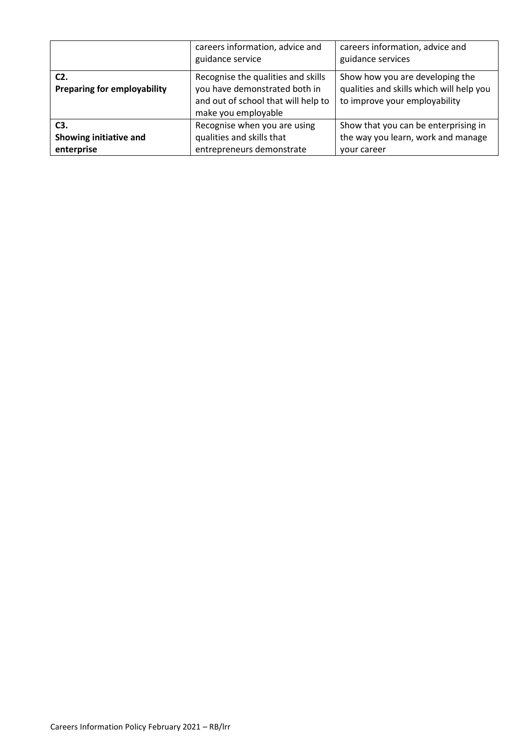| | | |
|---|---|---|
| | careers information, advice and guidance service | careers information, advice and guidance services |
| **C2. Preparing for employability** | Recognise the qualities and skills you have demonstrated both in and out of school that will help to make you employable | Show how you are developing the qualities and skills which will help you to improve your employability |
| **C3. Showing initiative and enterprise** | Recognise when you are using qualities and skills that entrepreneurs demonstrate | Show that you can be enterprising in the way you learn, work and manage your career |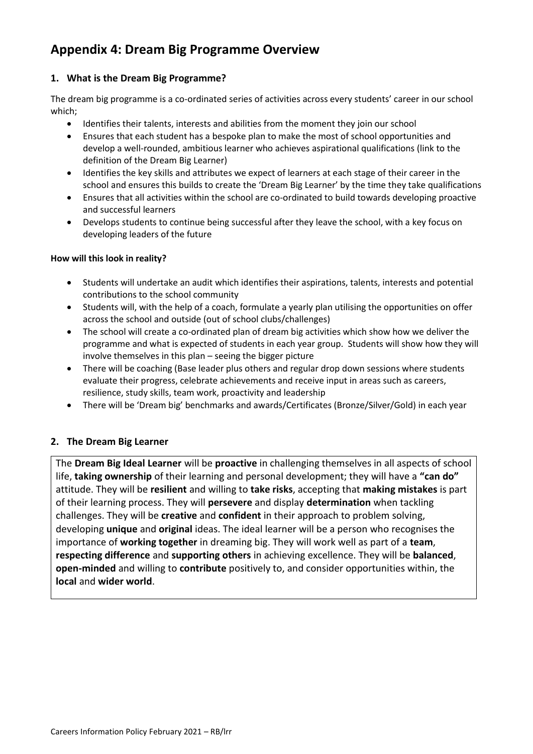# Appendix 4: Dream Big Programme Overview

## 1. What is the Dream Big Programme?

The dream big programme is a co-ordinated series of activities across every students' career in our school which;

- Identifies their talents, interests and abilities from the moment they join our school
- Ensures that each student has a bespoke plan to make the most of school opportunities and develop a well-rounded, ambitious learner who achieves aspirational qualifications (link to the definition of the Dream Big Learner)
- Identifies the key skills and attributes we expect of learners at each stage of their career in the school and ensures this builds to create the 'Dream Big Learner' by the time they take qualifications
- Ensures that all activities within the school are co-ordinated to build towards developing proactive and successful learners
- Develops students to continue being successful after they leave the school, with a key focus on developing leaders of the future

**How will this look in reality?**

- Students will undertake an audit which identifies their aspirations, talents, interests and potential contributions to the school community
- Students will, with the help of a coach, formulate a yearly plan utilising the opportunities on offer across the school and outside (out of school clubs/challenges)
- The school will create a co-ordinated plan of dream big activities which show how we deliver the programme and what is expected of students in each year group. Students will show how they will involve themselves in this plan – seeing the bigger picture
- There will be coaching (Base leader plus others and regular drop down sessions where students evaluate their progress, celebrate achievements and receive input in areas such as careers, resilience, study skills, team work, proactivity and leadership
- There will be 'Dream big' benchmarks and awards/Certificates (Bronze/Silver/Gold) in each year

## 2. The Dream Big Learner

The **Dream Big Ideal Learner** will be **proactive** in challenging themselves in all aspects of school life, **taking ownership** of their learning and personal development; they will have a **"can do"** attitude. They will be **resilient** and willing to **take risks**, accepting that **making mistakes** is part of their learning process. They will **persevere** and display **determination** when tackling challenges. They will be **creative** and **confident** in their approach to problem solving, developing **unique** and **original** ideas. The ideal learner will be a person who recognises the importance of **working together** in dreaming big. They will work well as part of a **team**, **respecting difference** and **supporting others** in achieving excellence. They will be **balanced**, **open-minded** and willing to **contribute** positively to, and consider opportunities within, the **local** and **wider world**.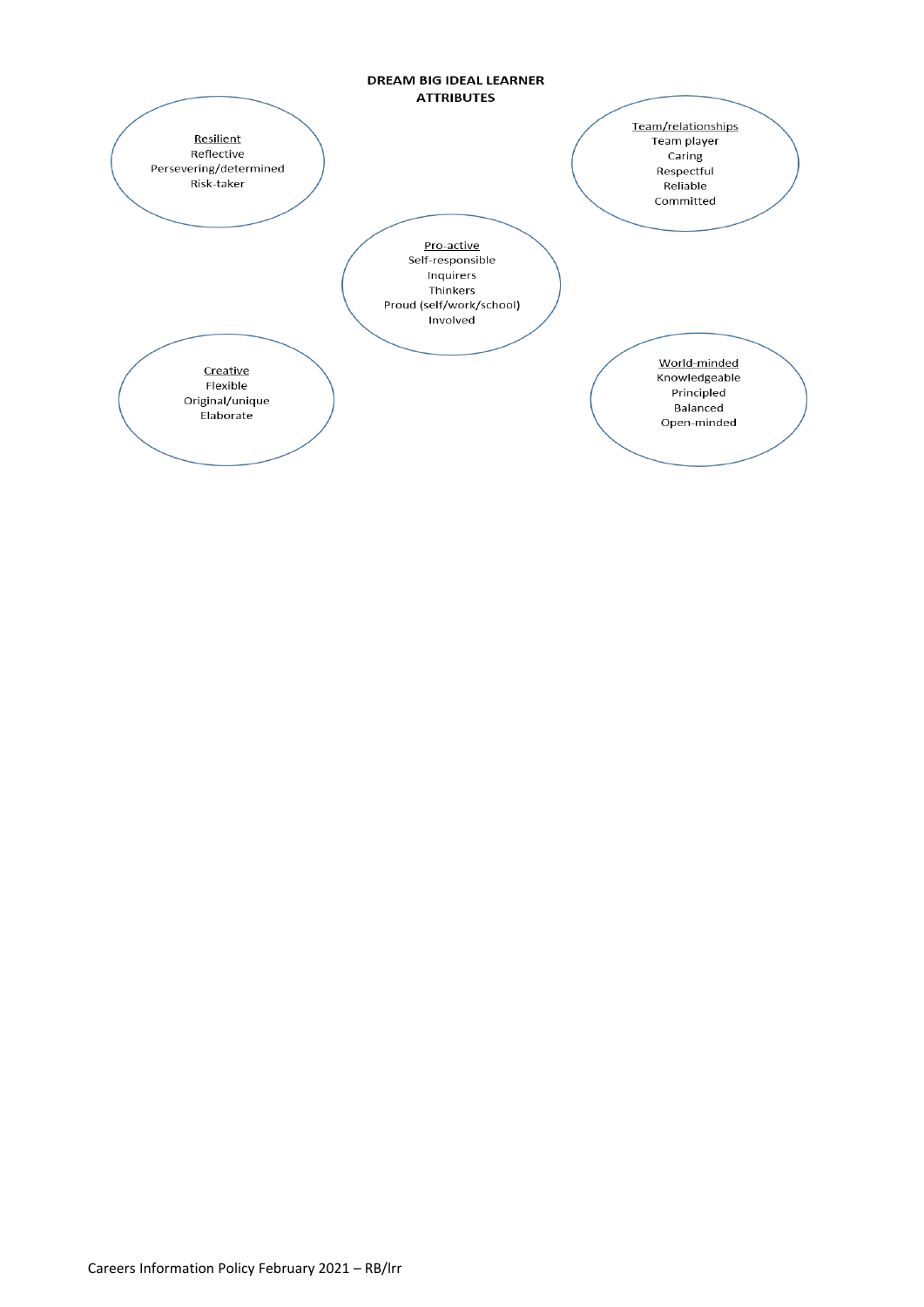# DREAM BIG IDEAL LEARNER ATTRIBUTES

<u>Resilient</u>
Reflective
Persevering/determined
Risk-taker

<u>Team/relationships</u>
Team player
Caring
Respectful
Reliable
Committed

<u>Pro-active</u>
Self-responsible
Inquirers
Thinkers
Proud (self/work/school)
Involved

<u>Creative</u>
Flexible
Original/unique
Elaborate

<u>World-minded</u>
Knowledgeable
Principled
Balanced
Open-minded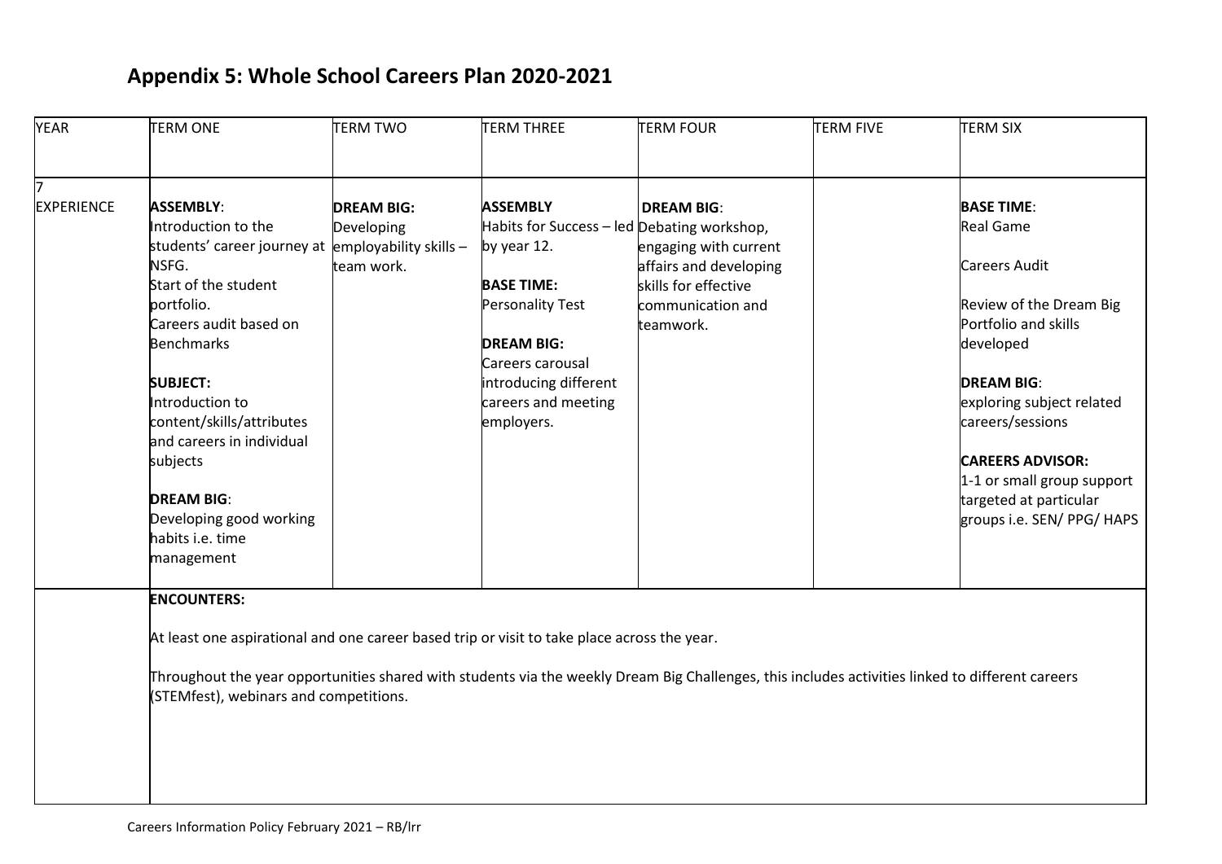## Appendix 5: Whole School Careers Plan 2020-2021

| YEAR | TERM ONE | TERM TWO | TERM THREE | TERM FOUR | TERM FIVE | TERM SIX |
|---|---|---|---|---|---|---|
| 7<br>EXPERIENCE | **ASSEMBLY**:<br>Introduction to the students' career journey at NSFG.<br>Start of the student portfolio.<br>Careers audit based on Benchmarks<br><br>**SUBJECT:**<br>Introduction to content/skills/attributes and careers in individual subjects<br><br>**DREAM BIG**:<br>Developing good working habits i.e. time management | **DREAM BIG:**<br>Developing employability skills – team work. | **ASSEMBLY**<br>Habits for Success – led by year 12.<br><br>**BASE TIME:**<br>Personality Test<br><br>**DREAM BIG:**<br>Careers carousal introducing different careers and meeting employers. | **DREAM BIG**:<br>Debating workshop, engaging with current affairs and developing skills for effective communication and teamwork. | | **BASE TIME**:<br>Real Game<br><br>Careers Audit<br><br>Review of the Dream Big Portfolio and skills developed<br><br>**DREAM BIG**:<br>exploring subject related careers/sessions<br><br>**CAREERS ADVISOR:**<br>1-1 or small group support targeted at particular groups i.e. SEN/ PPG/ HAPS |
| | **ENCOUNTERS:**<br><br>At least one aspirational and one career based trip or visit to take place across the year.<br><br>Throughout the year opportunities shared with students via the weekly Dream Big Challenges, this includes activities linked to different careers (STEMfest), webinars and competitions. | | | | | |

Careers Information Policy February 2021 – RB/lrr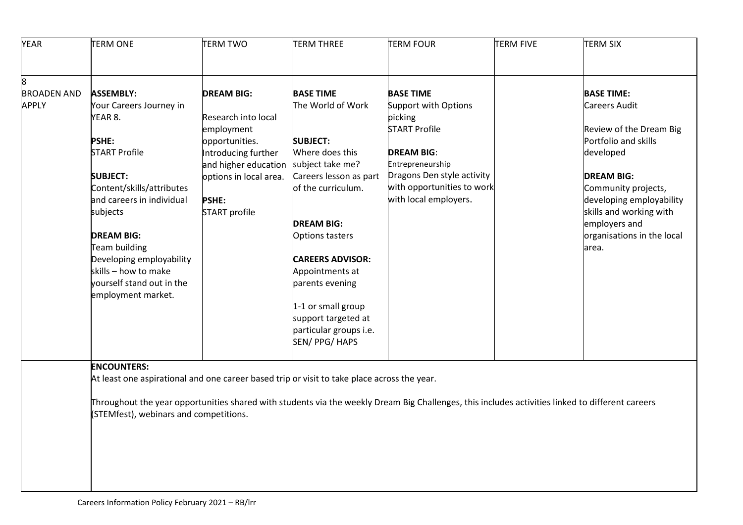| YEAR | TERM ONE | TERM TWO | TERM THREE | TERM FOUR | TERM FIVE | TERM SIX |
|---|---|---|---|---|---|---|
| 8<br>BROADEN AND APPLY | **ASSEMBLY:**<br>Your Careers Journey in YEAR 8.<br><br>**PSHE:**<br>START Profile<br><br>**SUBJECT:**<br>Content/skills/attributes and careers in individual subjects<br><br>**DREAM BIG:**<br>Team building<br>Developing employability skills – how to make yourself stand out in the employment market. | **DREAM BIG:**<br><br>Research into local employment opportunities.<br>Introducing further and higher education options in local area.<br><br>**PSHE:**<br>START profile | **BASE TIME**<br>The World of Work<br><br>**SUBJECT:**<br>Where does this subject take me?<br>Careers lesson as part of the curriculum.<br><br>**DREAM BIG:**<br>Options tasters<br><br>**CAREERS ADVISOR:**<br>Appointments at parents evening<br><br>1-1 or small group support targeted at particular groups i.e. SEN/ PPG/ HAPS | **BASE TIME**<br>Support with Options picking<br>START Profile<br><br>**DREAM BIG**:<br>Entrepreneurship<br>Dragons Den style activity with opportunities to work with local employers. | | **BASE TIME:**<br>Careers Audit<br><br>Review of the Dream Big Portfolio and skills developed<br><br>**DREAM BIG:**<br>Community projects, developing employability skills and working with employers and organisations in the local area. |
| | **ENCOUNTERS:**<br>At least one aspirational and one career based trip or visit to take place across the year.<br><br>Throughout the year opportunities shared with students via the weekly Dream Big Challenges, this includes activities linked to different careers (STEMfest), webinars and competitions. | | | | | |

Careers Information Policy February 2021 – RB/lrr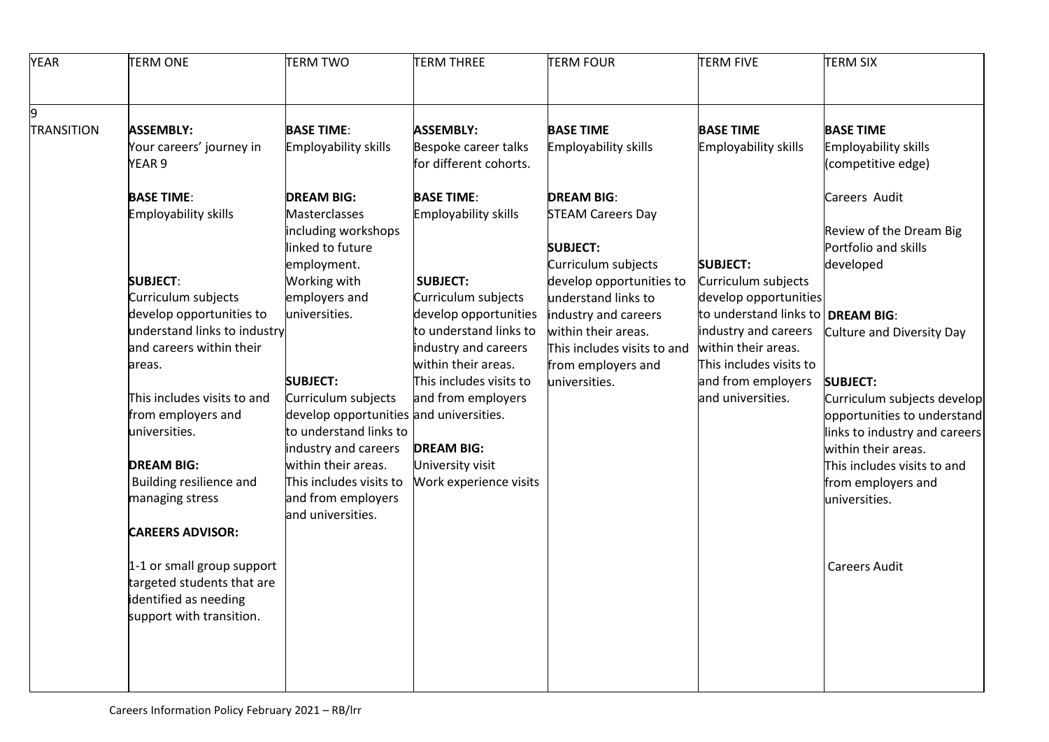| YEAR | TERM ONE | TERM TWO | TERM THREE | TERM FOUR | TERM FIVE | TERM SIX |
|---|---|---|---|---|---|---|
| 9 TRANSITION | **ASSEMBLY:** Your careers' journey in YEAR 9<br><br>**BASE TIME**: Employability skills<br><br>**SUBJECT**: Curriculum subjects develop opportunities to understand links to industry and careers within their areas.<br><br>This includes visits to and from employers and universities.<br><br>**DREAM BIG:** Building resilience and managing stress<br><br>**CAREERS ADVISOR:**<br><br>1-1 or small group support targeted students that are identified as needing support with transition. | **BASE TIME**: Employability skills<br><br>**DREAM BIG:** Masterclasses including workshops linked to future employment. Working with employers and universities.<br><br>**SUBJECT:** Curriculum subjects develop opportunities to understand links to industry and careers within their areas. This includes visits to and from employers and universities. | **ASSEMBLY:** Bespoke career talks for different cohorts.<br><br>**BASE TIME**: Employability skills<br><br>**SUBJECT:** Curriculum subjects develop opportunities to understand links to industry and careers within their areas. This includes visits to and from employers and universities.<br><br>**DREAM BIG:** University visit Work experience visits | **BASE TIME** Employability skills<br><br>**DREAM BIG**: STEAM Careers Day<br><br>**SUBJECT:** Curriculum subjects develop opportunities to understand links to industry and careers within their areas. This includes visits to and from employers and universities. | **BASE TIME** Employability skills<br><br>**SUBJECT:** Curriculum subjects develop opportunities to understand links to industry and careers within their areas. This includes visits to and from employers and universities. | **BASE TIME** Employability skills (competitive edge)<br><br>Careers Audit<br><br>Review of the Dream Big Portfolio and skills developed<br><br>**DREAM BIG**: Culture and Diversity Day<br><br>**SUBJECT:** Curriculum subjects develop opportunities to understand links to industry and careers within their areas. This includes visits to and from employers and universities.<br><br>Careers Audit |

Careers Information Policy February 2021 – RB/lrr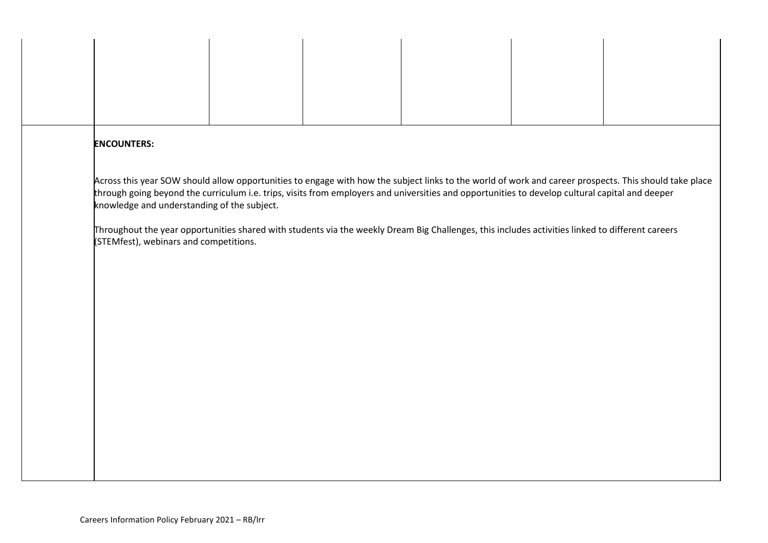|  |  |  |  |  |  |  |
| --- | --- | --- | --- | --- | --- | --- |
|  |  |  |  |  |  |  |

**ENCOUNTERS:**

Across this year SOW should allow opportunities to engage with how the subject links to the world of work and career prospects. This should take place through going beyond the curriculum i.e. trips, visits from employers and universities and opportunities to develop cultural capital and deeper knowledge and understanding of the subject.

Throughout the year opportunities shared with students via the weekly Dream Big Challenges, this includes activities linked to different careers (STEMfest), webinars and competitions.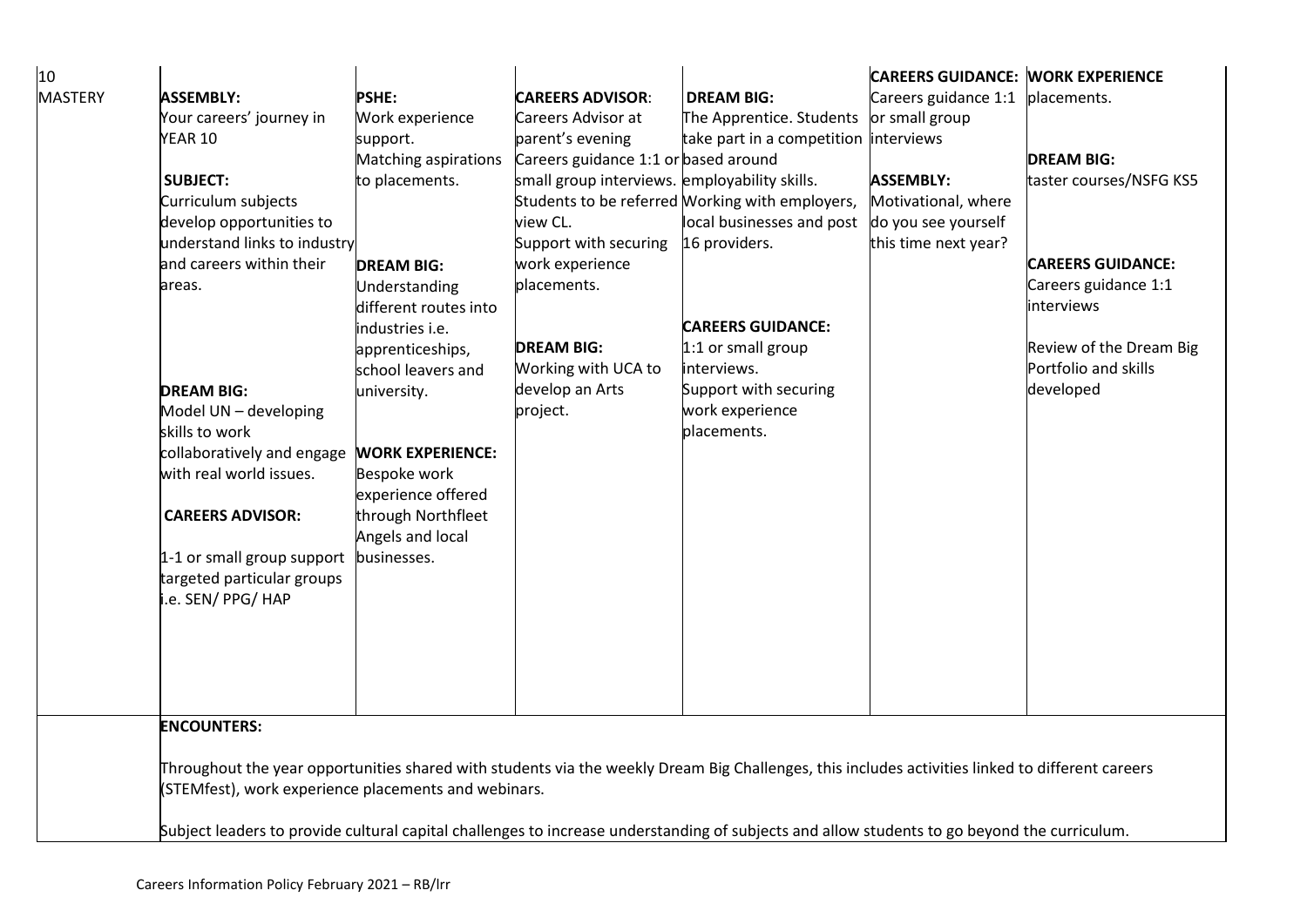| 10 MASTERY | **ASSEMBLY:** Your careers' journey in YEAR 10<br><br>**SUBJECT:** Curriculum subjects develop opportunities to understand links to industry and careers within their areas.<br><br>**DREAM BIG:** Model UN – developing skills to work collaboratively and engage with real world issues.<br><br>**CAREERS ADVISOR:**<br><br>1-1 or small group support targeted particular groups i.e. SEN/ PPG/ HAP | **PSHE:** Work experience support. Matching aspirations to placements.<br><br>**DREAM BIG:** Understanding different routes into industries i.e. apprenticeships, school leavers and university.<br><br>**WORK EXPERIENCE:** Bespoke work experience offered through Northfleet Angels and local businesses. | **CAREERS ADVISOR**: Careers Advisor at parent's evening Careers guidance 1:1 or small group interviews. Students to be referred view CL. Support with securing work experience placements.<br><br>**DREAM BIG:** Working with UCA to develop an Arts project. | **DREAM BIG:** The Apprentice. Students take part in a competition based around employability skills. Working with employers, local businesses and post 16 providers.<br><br>**CAREERS GUIDANCE:** 1:1 or small group interviews. Support with securing work experience placements. | **CAREERS GUIDANCE:** Careers guidance 1:1 or small group interviews<br><br>**ASSEMBLY:** Motivational, where do you see yourself this time next year? | **WORK EXPERIENCE** placements.<br><br>**DREAM BIG:** taster courses/NSFG KS5<br><br>**CAREERS GUIDANCE:** Careers guidance 1:1 interviews<br><br>Review of the Dream Big Portfolio and skills developed |
|---|---|---|---|---|---|---|
| | **ENCOUNTERS:**<br><br>Throughout the year opportunities shared with students via the weekly Dream Big Challenges, this includes activities linked to different careers (STEMfest), work experience placements and webinars.<br><br>Subject leaders to provide cultural capital challenges to increase understanding of subjects and allow students to go beyond the curriculum. | | | | | |

Careers Information Policy February 2021 – RB/lrr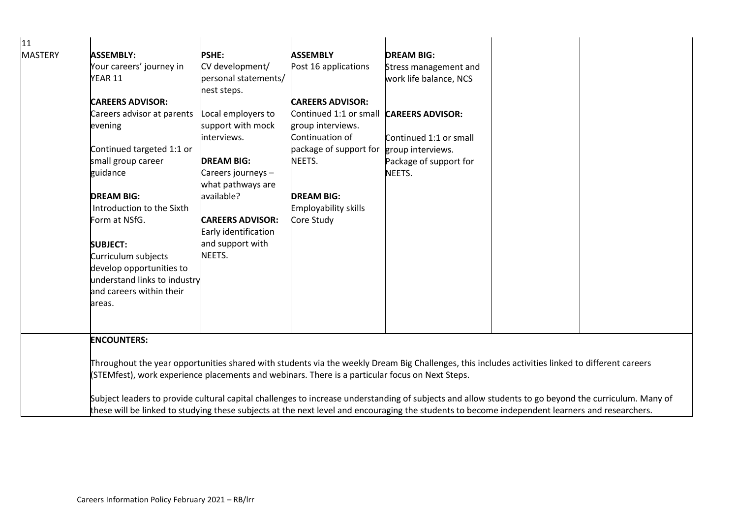| 11 MASTERY | **ASSEMBLY:**<br>Your careers' journey in YEAR 11<br><br>**CAREERS ADVISOR:**<br>Careers advisor at parents evening<br><br>Continued targeted 1:1 or small group career guidance<br><br>**DREAM BIG:**<br>Introduction to the Sixth Form at NSfG.<br><br>**SUBJECT:**<br>Curriculum subjects develop opportunities to understand links to industry and careers within their areas. | **PSHE:**<br>CV development/ personal statements/ nest steps.<br><br>Local employers to support with mock interviews.<br><br>**DREAM BIG:**<br>Careers journeys – what pathways are available?<br><br>**CAREERS ADVISOR:**<br>Early identification and support with NEETS. | **ASSEMBLY**<br>Post 16 applications<br><br>**CAREERS ADVISOR:**<br>Continued 1:1 or small group interviews.<br>Continuation of package of support for NEETS.<br><br>**DREAM BIG:**<br>Employability skills Core Study | **DREAM BIG:**<br>Stress management and work life balance, NCS<br><br>**CAREERS ADVISOR:**<br><br>Continued 1:1 or small group interviews.<br>Package of support for NEETS. | | |
|---|---|---|---|---|---|---|
| | **ENCOUNTERS:**<br><br>Throughout the year opportunities shared with students via the weekly Dream Big Challenges, this includes activities linked to different careers (STEMfest), work experience placements and webinars. There is a particular focus on Next Steps.<br><br>Subject leaders to provide cultural capital challenges to increase understanding of subjects and allow students to go beyond the curriculum. Many of these will be linked to studying these subjects at the next level and encouraging the students to become independent learners and researchers. | | | | | |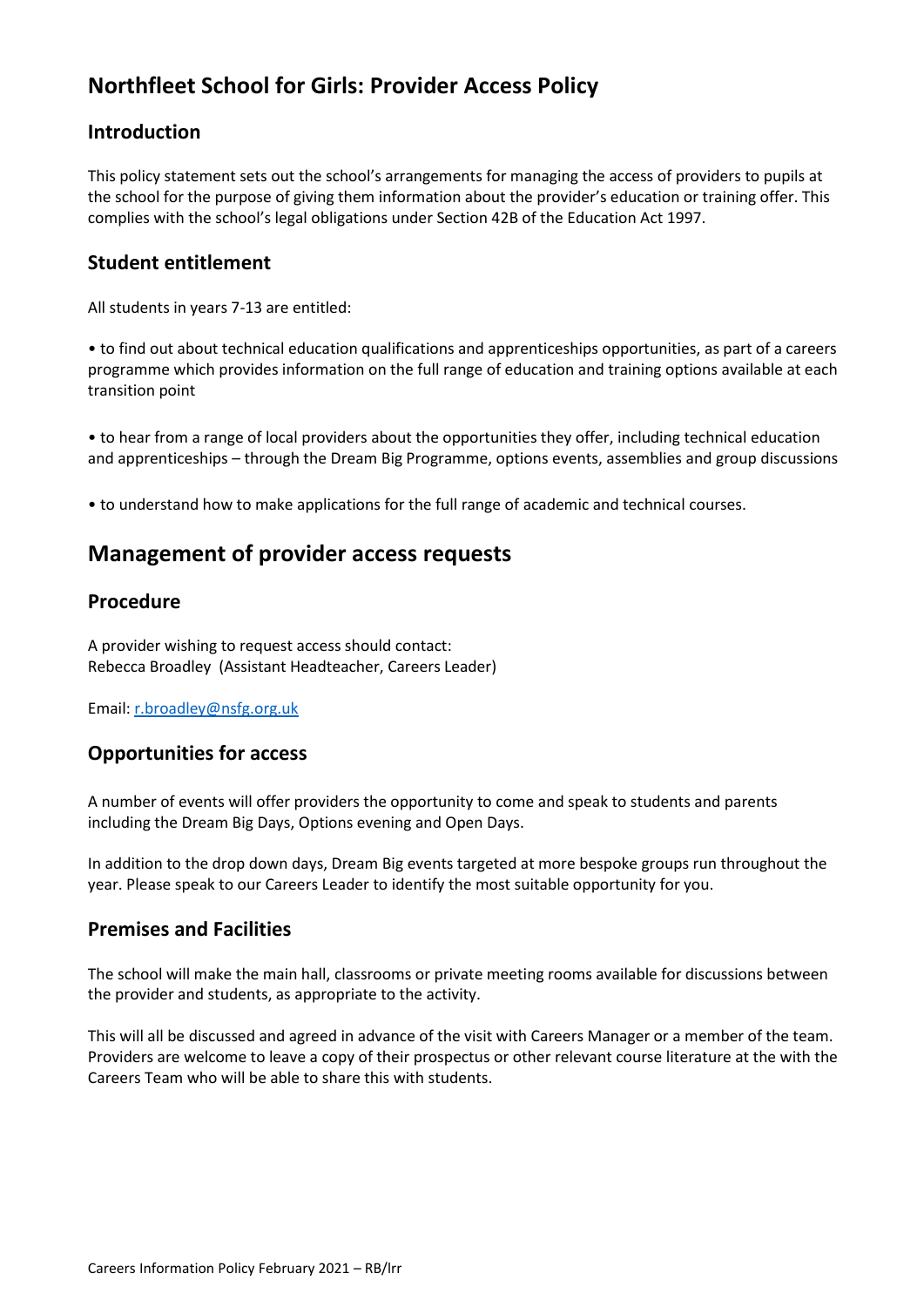# Northfleet School for Girls: Provider Access Policy

## Introduction

This policy statement sets out the school's arrangements for managing the access of providers to pupils at the school for the purpose of giving them information about the provider's education or training offer. This complies with the school's legal obligations under Section 42B of the Education Act 1997.

## Student entitlement

All students in years 7-13 are entitled:

• to find out about technical education qualifications and apprenticeships opportunities, as part of a careers programme which provides information on the full range of education and training options available at each transition point

• to hear from a range of local providers about the opportunities they offer, including technical education and apprenticeships – through the Dream Big Programme, options events, assemblies and group discussions

• to understand how to make applications for the full range of academic and technical courses.

# Management of provider access requests

## Procedure

A provider wishing to request access should contact:
Rebecca Broadley (Assistant Headteacher, Careers Leader)

Email: r.broadley@nsfg.org.uk

## Opportunities for access

A number of events will offer providers the opportunity to come and speak to students and parents including the Dream Big Days, Options evening and Open Days.

In addition to the drop down days, Dream Big events targeted at more bespoke groups run throughout the year. Please speak to our Careers Leader to identify the most suitable opportunity for you.

## Premises and Facilities

The school will make the main hall, classrooms or private meeting rooms available for discussions between the provider and students, as appropriate to the activity.

This will all be discussed and agreed in advance of the visit with Careers Manager or a member of the team. Providers are welcome to leave a copy of their prospectus or other relevant course literature at the with the Careers Team who will be able to share this with students.